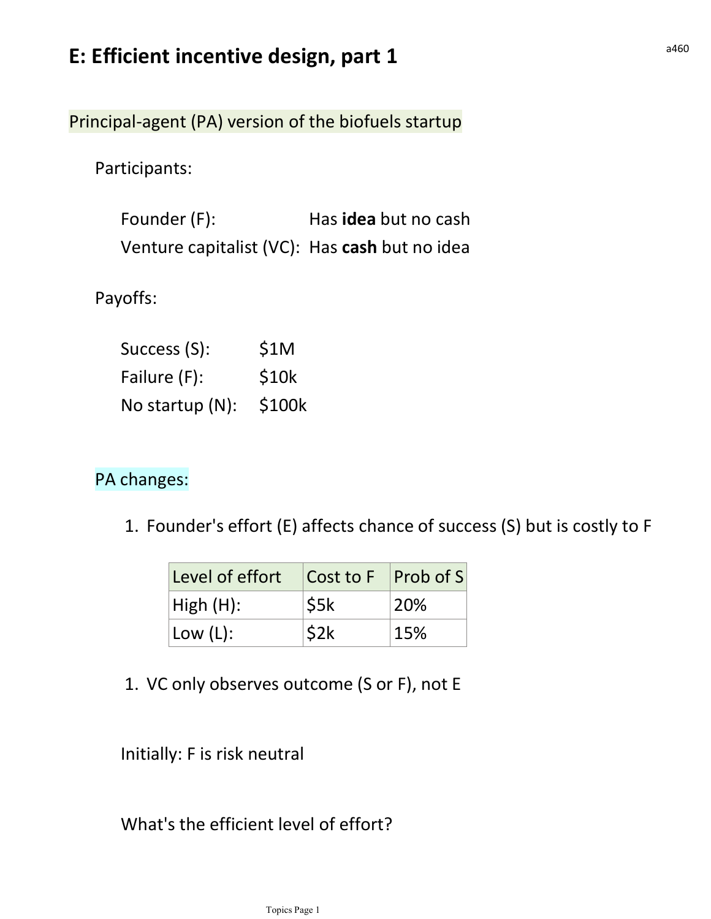# E: Efficient incentive design, part 1

a460

## Principal-agent (PA) version of the biofuels startup

Participants:

Founder (F): Has **idea** but no cash
Venture capitalist (VC): Has **cash** but no idea

Payoffs:

Success (S): $1M
Failure (F): $10k
No startup (N): $100k

### PA changes:

1. Founder's effort (E) affects chance of success (S) but is costly to F

| Level of effort | Cost to F | Prob of S |
|---|---|---|
| High (H): | $5k | 20% |
| Low (L): | $2k | 15% |

1. VC only observes outcome (S or F), not E

Initially: F is risk neutral

What's the efficient level of effort?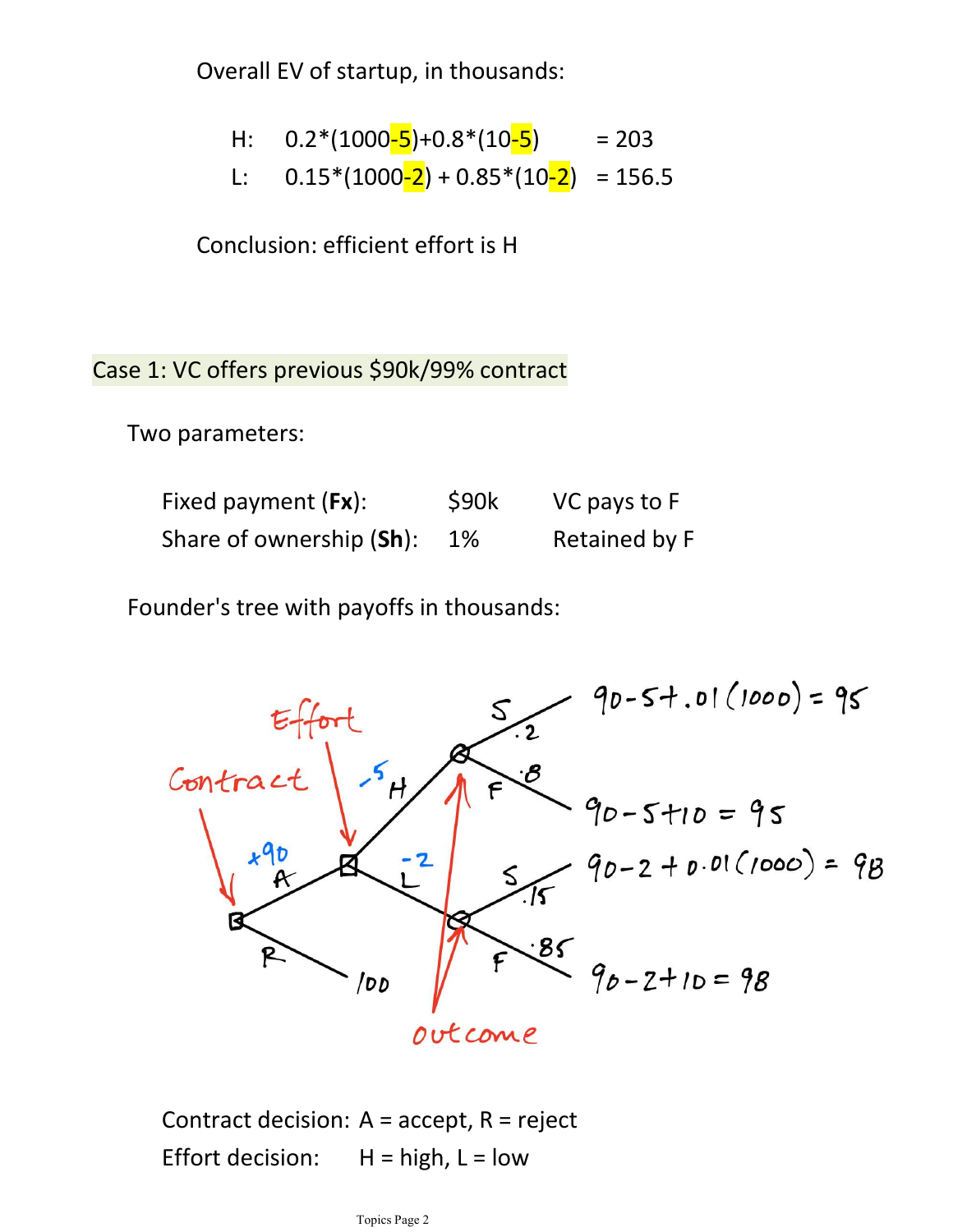Overall EV of startup, in thousands:

H: 0.2*(1000-5)+0.8*(10-5) = 203

L: 0.15*(1000-2) + 0.85*(10-2) = 156.5

Conclusion: efficient effort is H

## Case 1: VC offers previous $90k/99% contract

Two parameters:

| | | |
|---|---|---|
| Fixed payment (**Fx**): | $90k | VC pays to F |
| Share of ownership (**Sh**): | 1% | Retained by F |

Founder's tree with payoffs in thousands:

Contract → A (+90) → Effort:
- H (-5) → Outcome:
  - S (.2): $90-5+.01(1000) = 95$
  - F (.8): $90-5+10 = 95$
- L (-2) → Outcome:
  - S (.15): $90-2+0.01(1000) = 98$
  - F (.85): $90-2+10 = 98$

Contract → R: 100

Contract decision: A = accept, R = reject

Effort decision: H = high, L = low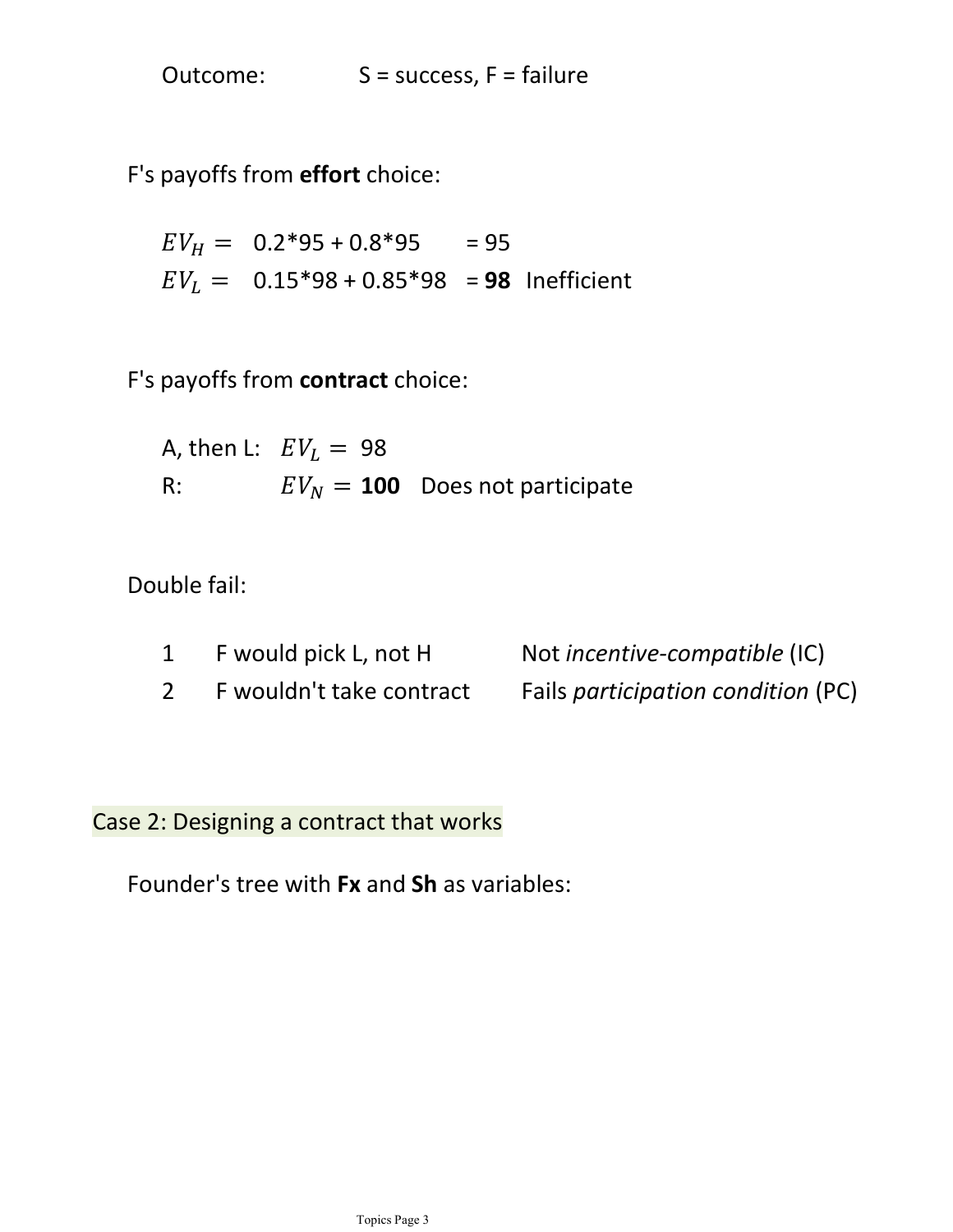Outcome: S = success, F = failure

F's payoffs from **effort** choice:

$EV_H =$ 0.2*95 + 0.8*95 = 95

$EV_L =$ 0.15*98 + 0.85*98 = **98** Inefficient

F's payoffs from **contract** choice:

A, then L: $EV_L = 98$

R: $EV_N =$ **100** Does not participate

Double fail:

| | | |
|---|---|---|
| 1 | F would pick L, not H | Not *incentive-compatible* (IC) |
| 2 | F wouldn't take contract | Fails *participation condition* (PC) |

## Case 2: Designing a contract that works

Founder's tree with **Fx** and **Sh** as variables: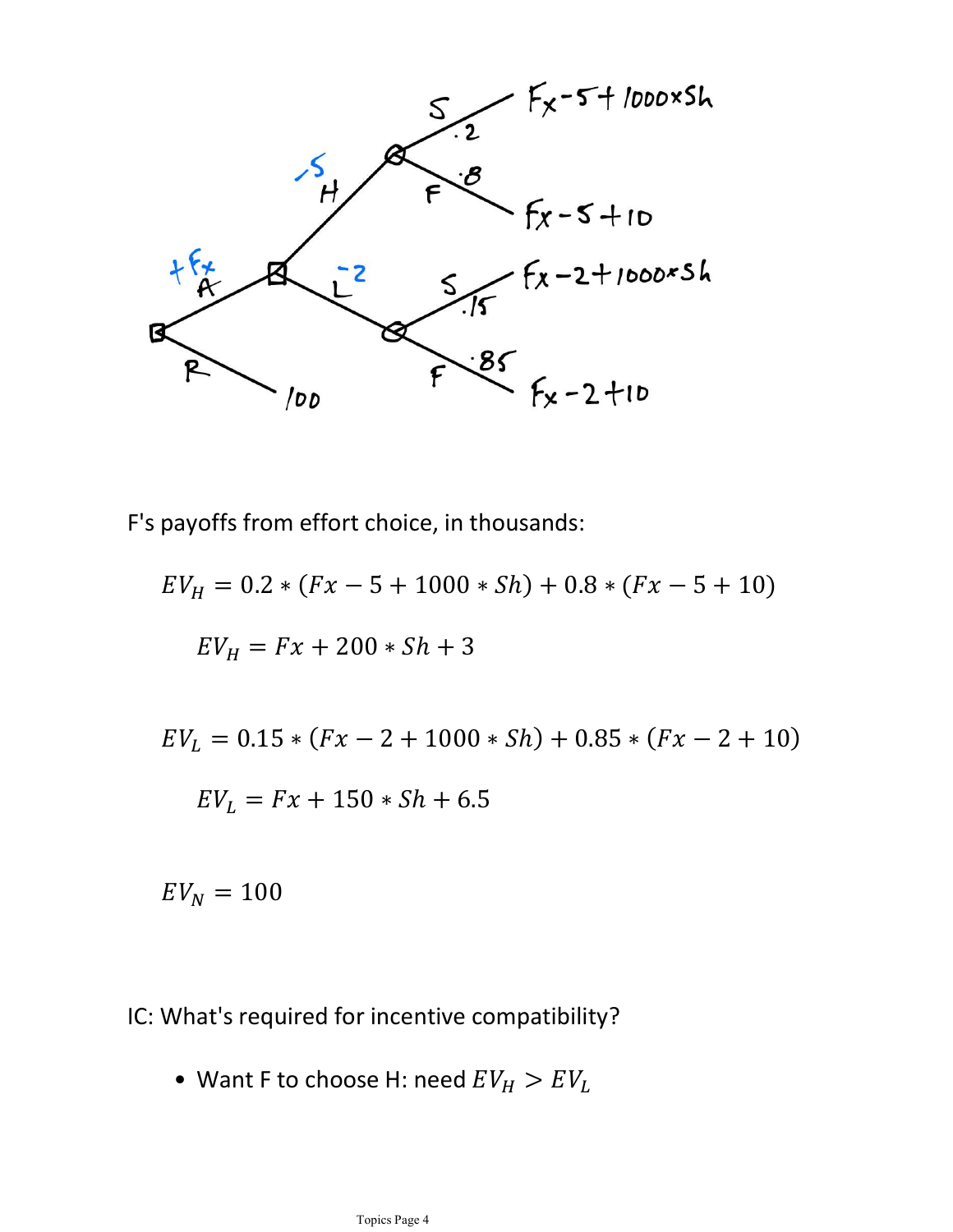F's payoffs from effort choice, in thousands:

$$EV_H = 0.2 * (Fx - 5 + 1000 * Sh) + 0.8 * (Fx - 5 + 10)$$

$$EV_H = Fx + 200 * Sh + 3$$

$$EV_L = 0.15 * (Fx - 2 + 1000 * Sh) + 0.85 * (Fx - 2 + 10)$$

$$EV_L = Fx + 150 * Sh + 6.5$$

$$EV_N = 100$$

IC: What's required for incentive compatibility?

- Want F to choose H: need $EV_H > EV_L$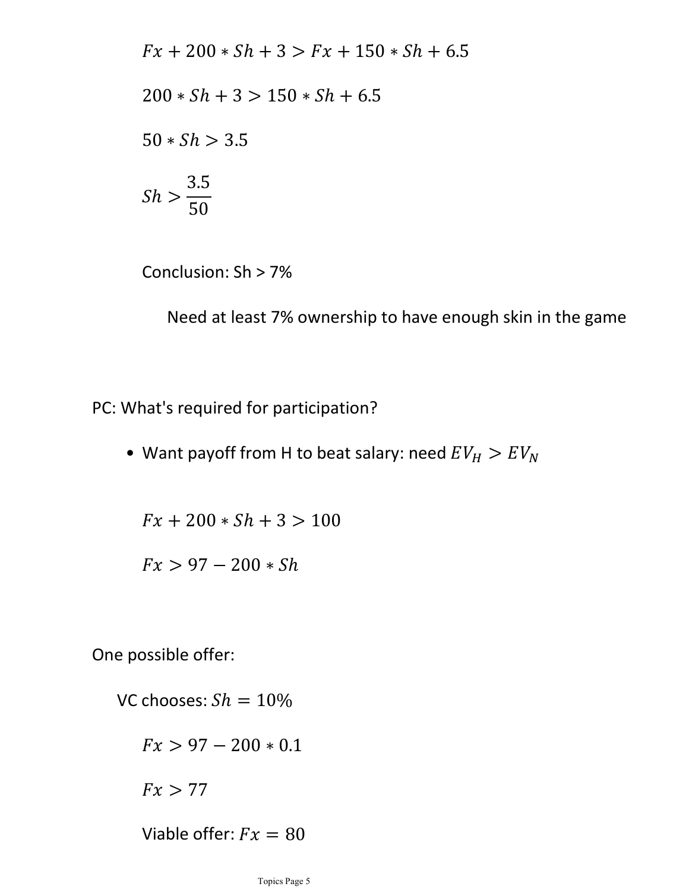$$Fx + 200 * Sh + 3 > Fx + 150 * Sh + 6.5$$

$$200 * Sh + 3 > 150 * Sh + 6.5$$

$$50 * Sh > 3.5$$

$$Sh > \frac{3.5}{50}$$

Conclusion: Sh > 7%

Need at least 7% ownership to have enough skin in the game

PC: What's required for participation?

- Want payoff from H to beat salary: need $EV_H > EV_N$

$$Fx + 200 * Sh + 3 > 100$$

$$Fx > 97 - 200 * Sh$$

One possible offer:

VC chooses: $Sh = 10\%$

$$Fx > 97 - 200 * 0.1$$

$$Fx > 77$$

Viable offer: $Fx = 80$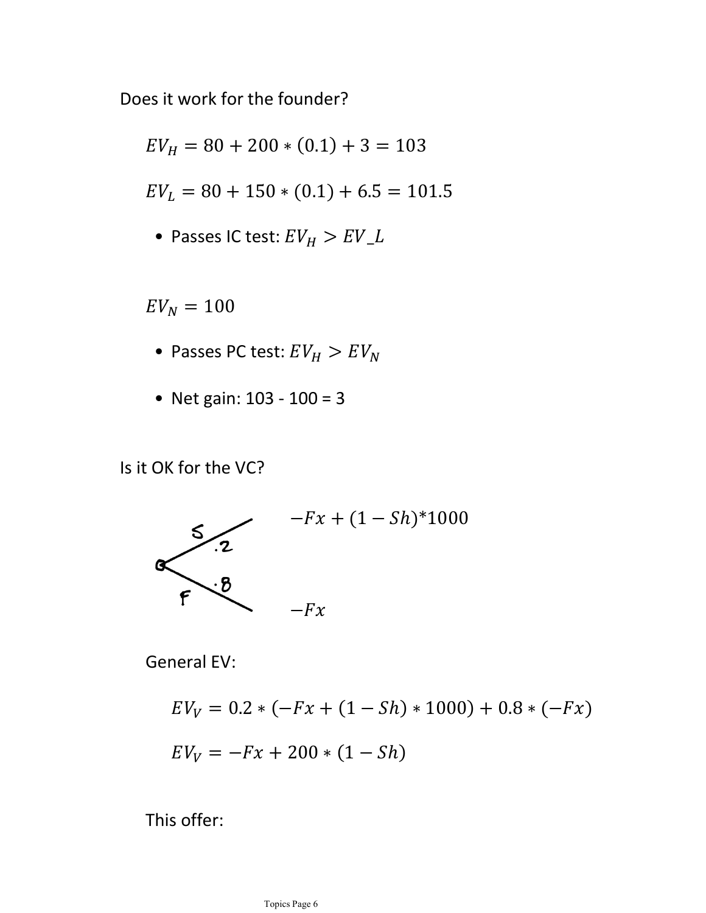Does it work for the founder?

$$EV_H = 80 + 200 * (0.1) + 3 = 103$$

$$EV_L = 80 + 150 * (0.1) + 6.5 = 101.5$$

- Passes IC test: $EV_H > EV$_L

$$EV_N = 100$$

- Passes PC test: $EV_H > EV_N$
- Net gain: 103 - 100 = 3

Is it OK for the VC?

S (.2): $-Fx + (1 - Sh)*1000$

F (.8): $-Fx$

General EV:

$$EV_V = 0.2 * (-Fx + (1 - Sh) * 1000) + 0.8 * (-Fx)$$

$$EV_V = -Fx + 200 * (1 - Sh)$$

This offer: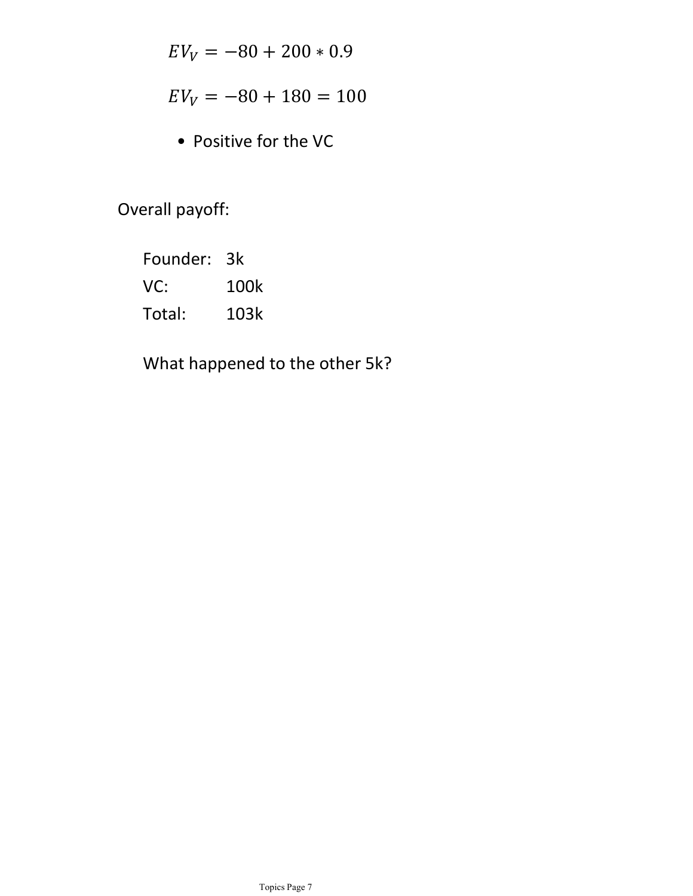$$EV_V = -80 + 200 * 0.9$$

$$EV_V = -80 + 180 = 100$$

- Positive for the VC

Overall payoff:

| | |
|---|---|
| Founder: | 3k |
| VC: | 100k |
| Total: | 103k |

What happened to the other 5k?